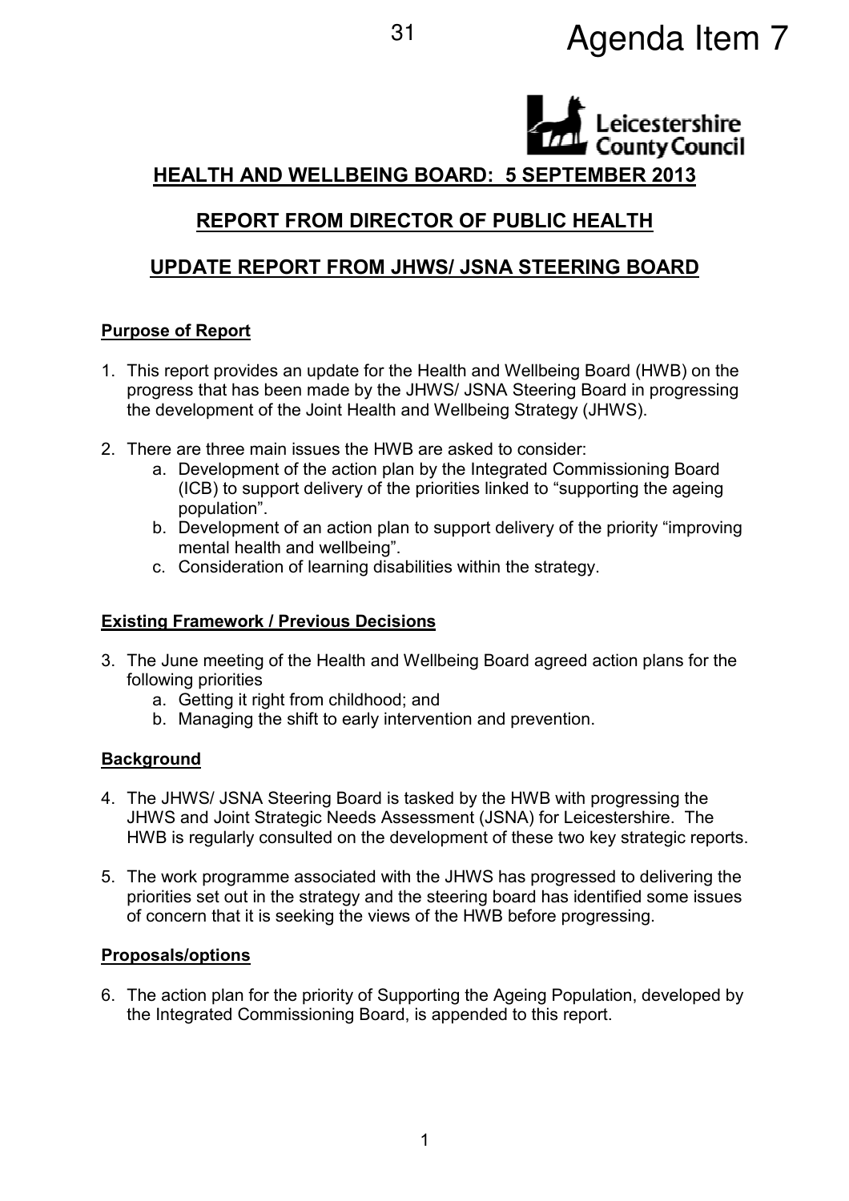# Agenda Item 7

## HEALTH AND WELLBEING BOARD: 5 SEPTEMBER 2013

## REPORT FROM DIRECTOR OF PUBLIC HEALTH

## UPDATE REPORT FROM JHWS/ JSNA STEERING BOARD

**Purpose of Report**

1. This report provides an update for the Health and Wellbeing Board (HWB) on the progress that has been made by the JHWS/ JSNA Steering Board in progressing the development of the Joint Health and Wellbeing Strategy (JHWS).

2. There are three main issues the HWB are asked to consider:
   a. Development of the action plan by the Integrated Commissioning Board (ICB) to support delivery of the priorities linked to "supporting the ageing population".
   b. Development of an action plan to support delivery of the priority "improving mental health and wellbeing".
   c. Consideration of learning disabilities within the strategy.

**Existing Framework / Previous Decisions**

3. The June meeting of the Health and Wellbeing Board agreed action plans for the following priorities
   a. Getting it right from childhood; and
   b. Managing the shift to early intervention and prevention.

**Background**

4. The JHWS/ JSNA Steering Board is tasked by the HWB with progressing the JHWS and Joint Strategic Needs Assessment (JSNA) for Leicestershire. The HWB is regularly consulted on the development of these two key strategic reports.

5. The work programme associated with the JHWS has progressed to delivering the priorities set out in the strategy and the steering board has identified some issues of concern that it is seeking the views of the HWB before progressing.

**Proposals/options**

6. The action plan for the priority of Supporting the Ageing Population, developed by the Integrated Commissioning Board, is appended to this report.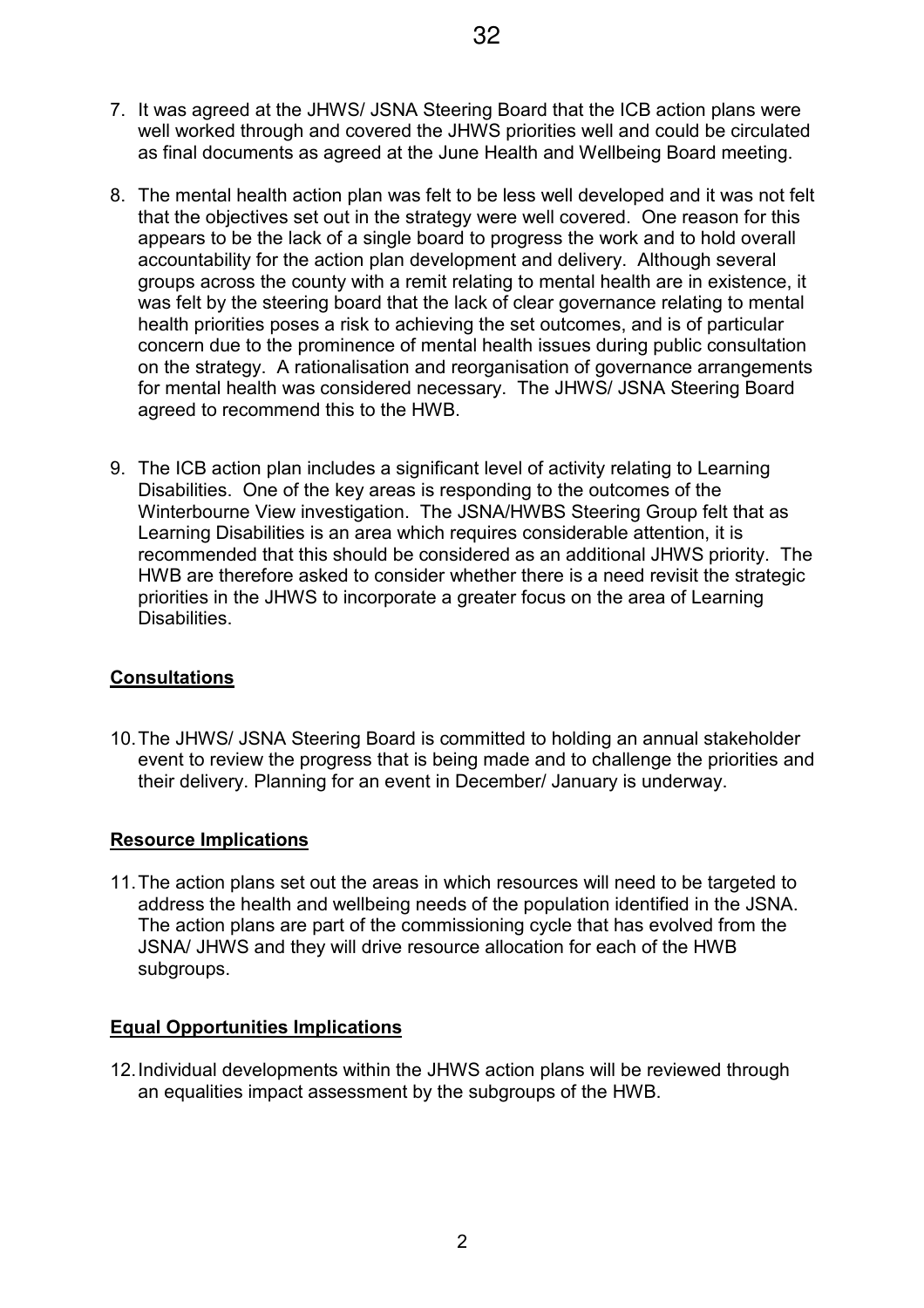7. It was agreed at the JHWS/ JSNA Steering Board that the ICB action plans were well worked through and covered the JHWS priorities well and could be circulated as final documents as agreed at the June Health and Wellbeing Board meeting.

8. The mental health action plan was felt to be less well developed and it was not felt that the objectives set out in the strategy were well covered. One reason for this appears to be the lack of a single board to progress the work and to hold overall accountability for the action plan development and delivery. Although several groups across the county with a remit relating to mental health are in existence, it was felt by the steering board that the lack of clear governance relating to mental health priorities poses a risk to achieving the set outcomes, and is of particular concern due to the prominence of mental health issues during public consultation on the strategy. A rationalisation and reorganisation of governance arrangements for mental health was considered necessary. The JHWS/ JSNA Steering Board agreed to recommend this to the HWB.

9. The ICB action plan includes a significant level of activity relating to Learning Disabilities. One of the key areas is responding to the outcomes of the Winterbourne View investigation. The JSNA/HWBS Steering Group felt that as Learning Disabilities is an area which requires considerable attention, it is recommended that this should be considered as an additional JHWS priority. The HWB are therefore asked to consider whether there is a need revisit the strategic priorities in the JHWS to incorporate a greater focus on the area of Learning Disabilities.

## Consultations

10. The JHWS/ JSNA Steering Board is committed to holding an annual stakeholder event to review the progress that is being made and to challenge the priorities and their delivery. Planning for an event in December/ January is underway.

## Resource Implications

11. The action plans set out the areas in which resources will need to be targeted to address the health and wellbeing needs of the population identified in the JSNA. The action plans are part of the commissioning cycle that has evolved from the JSNA/ JHWS and they will drive resource allocation for each of the HWB subgroups.

## Equal Opportunities Implications

12. Individual developments within the JHWS action plans will be reviewed through an equalities impact assessment by the subgroups of the HWB.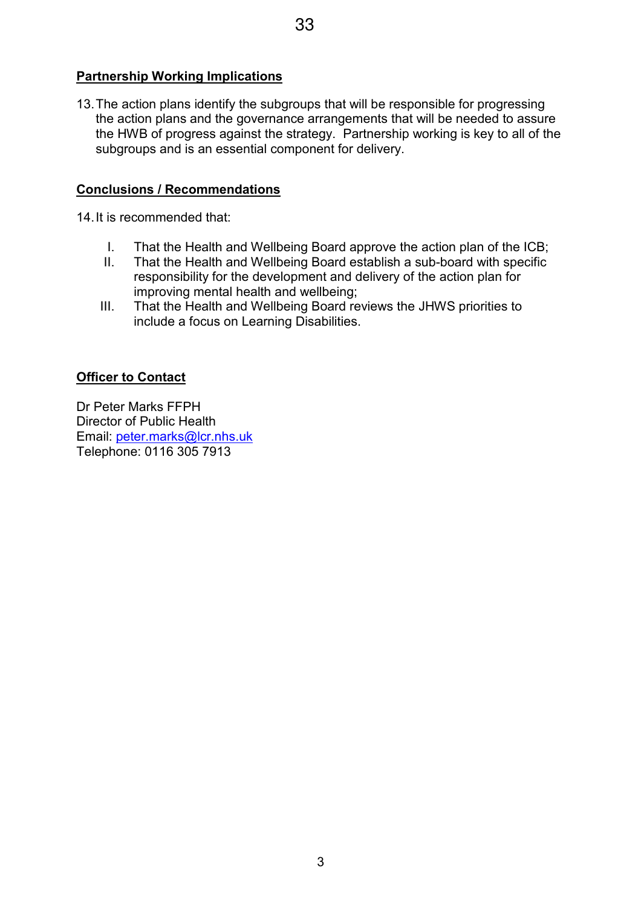**Partnership Working Implications**

13. The action plans identify the subgroups that will be responsible for progressing the action plans and the governance arrangements that will be needed to assure the HWB of progress against the strategy. Partnership working is key to all of the subgroups and is an essential component for delivery.

**Conclusions / Recommendations**

14. It is recommended that:

    I. That the Health and Wellbeing Board approve the action plan of the ICB;
    II. That the Health and Wellbeing Board establish a sub-board with specific responsibility for the development and delivery of the action plan for improving mental health and wellbeing;
    III. That the Health and Wellbeing Board reviews the JHWS priorities to include a focus on Learning Disabilities.

**Officer to Contact**

Dr Peter Marks FFPH
Director of Public Health
Email: peter.marks@lcr.nhs.uk
Telephone: 0116 305 7913